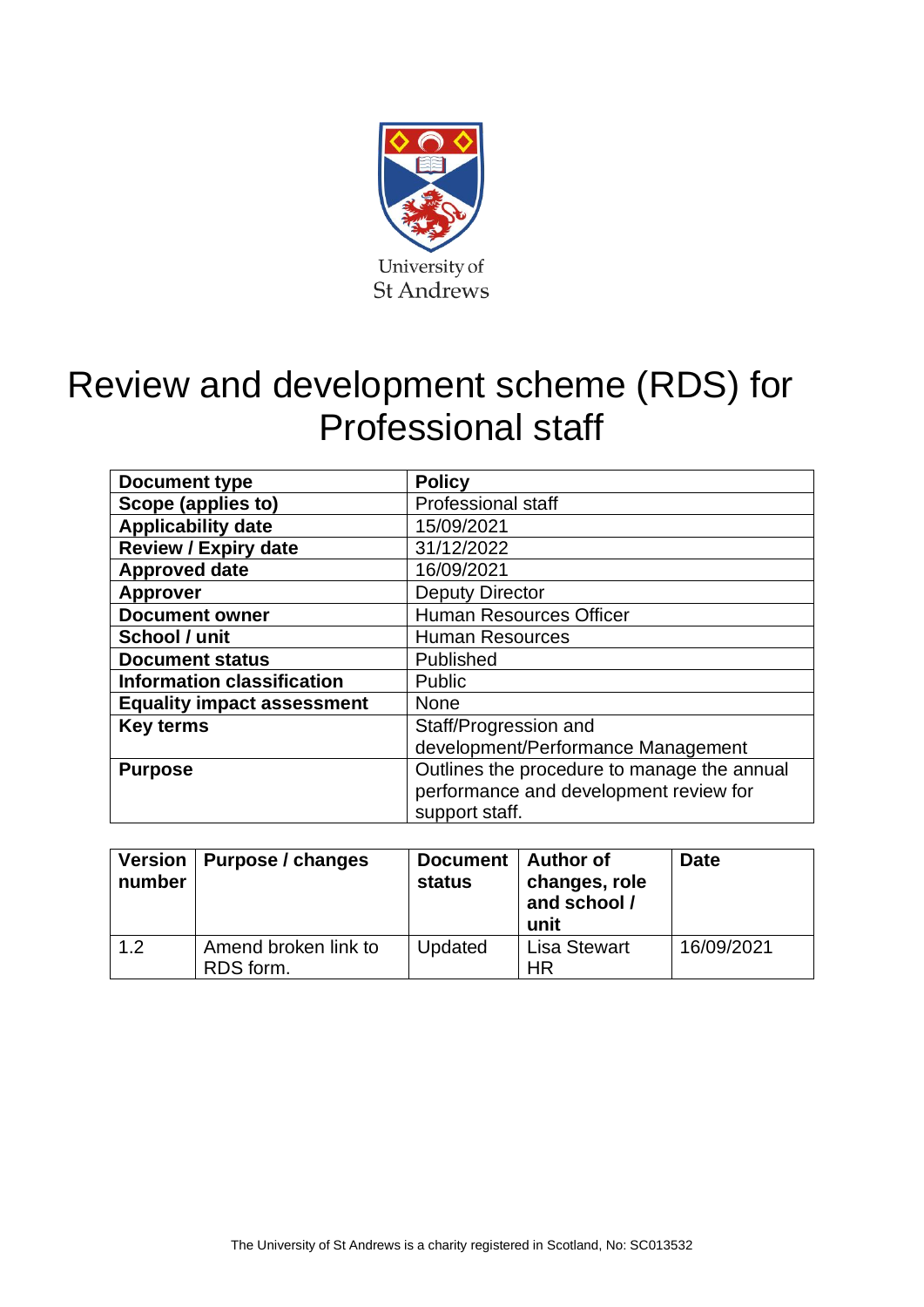University of St Andrews

# Review and development scheme (RDS) for Professional staff

| Document type | Policy |
|---|---|
| Scope (applies to) | Professional staff |
| Applicability date | 15/09/2021 |
| Review / Expiry date | 31/12/2022 |
| Approved date | 16/09/2021 |
| Approver | Deputy Director |
| Document owner | Human Resources Officer |
| School / unit | Human Resources |
| Document status | Published |
| Information classification | Public |
| Equality impact assessment | None |
| Key terms | Staff/Progression and development/Performance Management |
| Purpose | Outlines the procedure to manage the annual performance and development review for support staff. |

| Version number | Purpose / changes | Document status | Author of changes, role and school / unit | Date |
|---|---|---|---|---|
| 1.2 | Amend broken link to RDS form. | Updated | Lisa Stewart HR | 16/09/2021 |

The University of St Andrews is a charity registered in Scotland, No: SC013532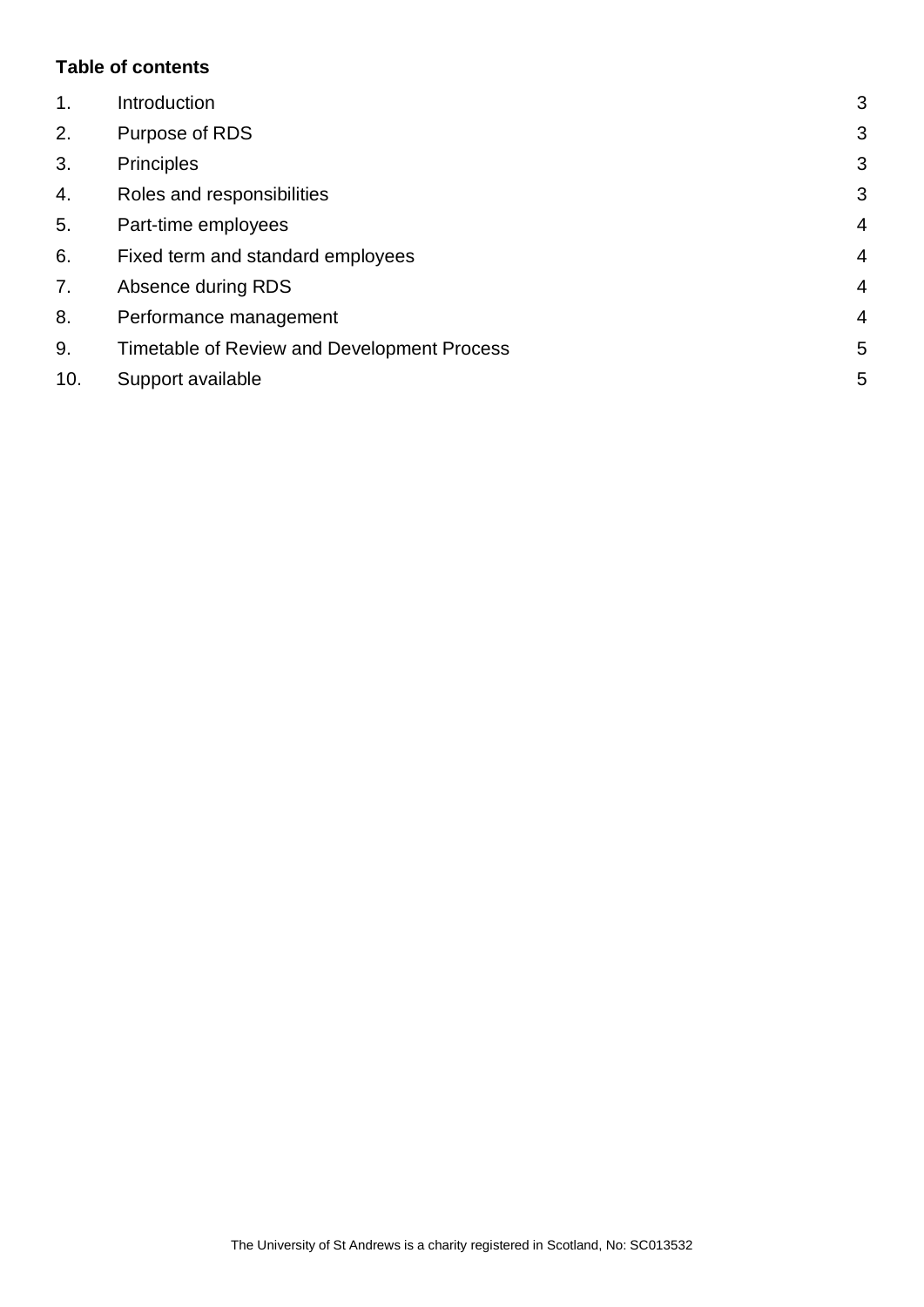**Table of contents**

| | | |
|---|---|---|
| 1. | Introduction | 3 |
| 2. | Purpose of RDS | 3 |
| 3. | Principles | 3 |
| 4. | Roles and responsibilities | 3 |
| 5. | Part-time employees | 4 |
| 6. | Fixed term and standard employees | 4 |
| 7. | Absence during RDS | 4 |
| 8. | Performance management | 4 |
| 9. | Timetable of Review and Development Process | 5 |
| 10. | Support available | 5 |

The University of St Andrews is a charity registered in Scotland, No: SC013532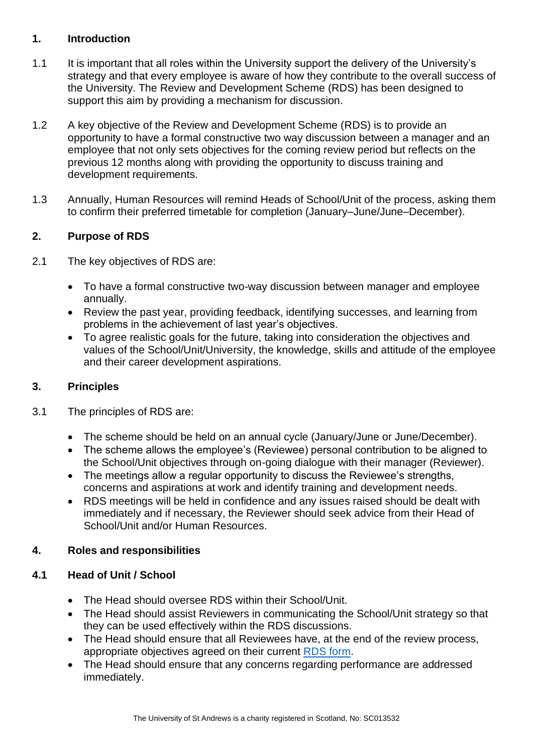## 1. Introduction

1.1 It is important that all roles within the University support the delivery of the University's strategy and that every employee is aware of how they contribute to the overall success of the University. The Review and Development Scheme (RDS) has been designed to support this aim by providing a mechanism for discussion.

1.2 A key objective of the Review and Development Scheme (RDS) is to provide an opportunity to have a formal constructive two way discussion between a manager and an employee that not only sets objectives for the coming review period but reflects on the previous 12 months along with providing the opportunity to discuss training and development requirements.

1.3 Annually, Human Resources will remind Heads of School/Unit of the process, asking them to confirm their preferred timetable for completion (January–June/June–December).

## 2. Purpose of RDS

2.1 The key objectives of RDS are:

- To have a formal constructive two-way discussion between manager and employee annually.
- Review the past year, providing feedback, identifying successes, and learning from problems in the achievement of last year's objectives.
- To agree realistic goals for the future, taking into consideration the objectives and values of the School/Unit/University, the knowledge, skills and attitude of the employee and their career development aspirations.

## 3. Principles

3.1 The principles of RDS are:

- The scheme should be held on an annual cycle (January/June or June/December).
- The scheme allows the employee's (Reviewee) personal contribution to be aligned to the School/Unit objectives through on-going dialogue with their manager (Reviewer).
- The meetings allow a regular opportunity to discuss the Reviewee's strengths, concerns and aspirations at work and identify training and development needs.
- RDS meetings will be held in confidence and any issues raised should be dealt with immediately and if necessary, the Reviewer should seek advice from their Head of School/Unit and/or Human Resources.

## 4. Roles and responsibilities

### 4.1 Head of Unit / School

- The Head should oversee RDS within their School/Unit.
- The Head should assist Reviewers in communicating the School/Unit strategy so that they can be used effectively within the RDS discussions.
- The Head should ensure that all Reviewees have, at the end of the review process, appropriate objectives agreed on their current RDS form.
- The Head should ensure that any concerns regarding performance are addressed immediately.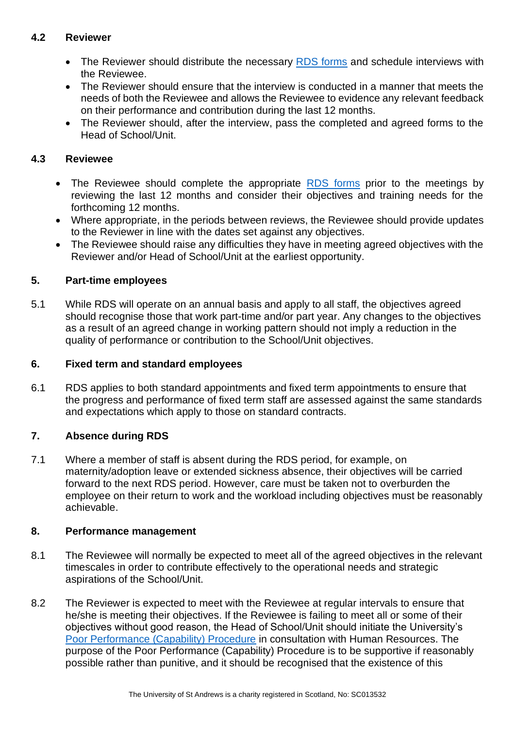### 4.2 Reviewer

- The Reviewer should distribute the necessary RDS forms and schedule interviews with the Reviewee.
- The Reviewer should ensure that the interview is conducted in a manner that meets the needs of both the Reviewee and allows the Reviewee to evidence any relevant feedback on their performance and contribution during the last 12 months.
- The Reviewer should, after the interview, pass the completed and agreed forms to the Head of School/Unit.

### 4.3 Reviewee

- The Reviewee should complete the appropriate RDS forms prior to the meetings by reviewing the last 12 months and consider their objectives and training needs for the forthcoming 12 months.
- Where appropriate, in the periods between reviews, the Reviewee should provide updates to the Reviewer in line with the dates set against any objectives.
- The Reviewee should raise any difficulties they have in meeting agreed objectives with the Reviewer and/or Head of School/Unit at the earliest opportunity.

## 5. Part-time employees

5.1 While RDS will operate on an annual basis and apply to all staff, the objectives agreed should recognise those that work part-time and/or part year. Any changes to the objectives as a result of an agreed change in working pattern should not imply a reduction in the quality of performance or contribution to the School/Unit objectives.

## 6. Fixed term and standard employees

6.1 RDS applies to both standard appointments and fixed term appointments to ensure that the progress and performance of fixed term staff are assessed against the same standards and expectations which apply to those on standard contracts.

## 7. Absence during RDS

7.1 Where a member of staff is absent during the RDS period, for example, on maternity/adoption leave or extended sickness absence, their objectives will be carried forward to the next RDS period. However, care must be taken not to overburden the employee on their return to work and the workload including objectives must be reasonably achievable.

## 8. Performance management

8.1 The Reviewee will normally be expected to meet all of the agreed objectives in the relevant timescales in order to contribute effectively to the operational needs and strategic aspirations of the School/Unit.

8.2 The Reviewer is expected to meet with the Reviewee at regular intervals to ensure that he/she is meeting their objectives. If the Reviewee is failing to meet all or some of their objectives without good reason, the Head of School/Unit should initiate the University's Poor Performance (Capability) Procedure in consultation with Human Resources. The purpose of the Poor Performance (Capability) Procedure is to be supportive if reasonably possible rather than punitive, and it should be recognised that the existence of this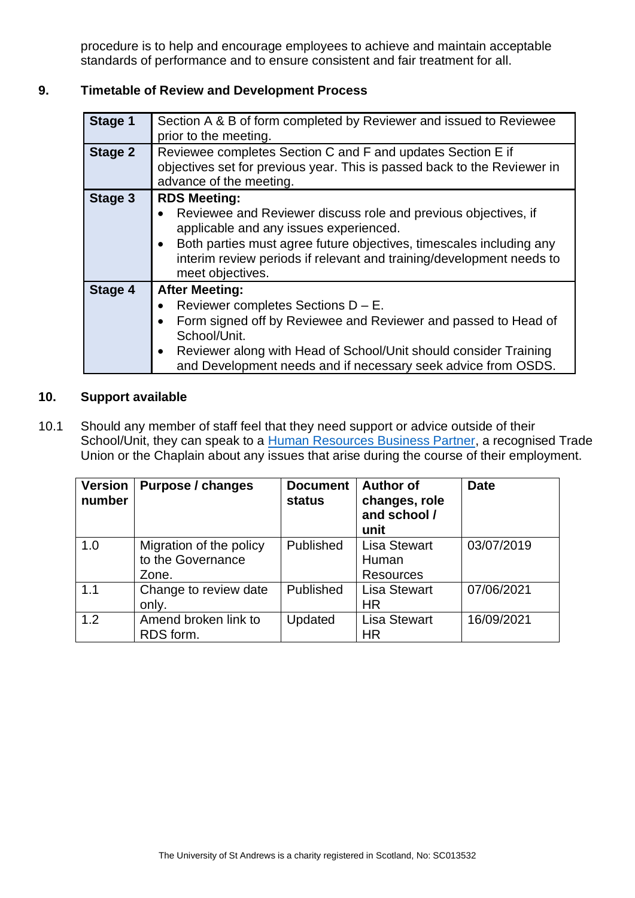procedure is to help and encourage employees to achieve and maintain acceptable standards of performance and to ensure consistent and fair treatment for all.

## 9. Timetable of Review and Development Process

| | |
|---|---|
| **Stage 1** | Section A & B of form completed by Reviewer and issued to Reviewee prior to the meeting. |
| **Stage 2** | Reviewee completes Section C and F and updates Section E if objectives set for previous year. This is passed back to the Reviewer in advance of the meeting. |
| **Stage 3** | **RDS Meeting:**<br>• Reviewee and Reviewer discuss role and previous objectives, if applicable and any issues experienced.<br>• Both parties must agree future objectives, timescales including any interim review periods if relevant and training/development needs to meet objectives. |
| **Stage 4** | **After Meeting:**<br>• Reviewer completes Sections D – E.<br>• Form signed off by Reviewee and Reviewer and passed to Head of School/Unit.<br>• Reviewer along with Head of School/Unit should consider Training and Development needs and if necessary seek advice from OSDS. |

## 10. Support available

10.1 Should any member of staff feel that they need support or advice outside of their School/Unit, they can speak to a Human Resources Business Partner, a recognised Trade Union or the Chaplain about any issues that arise during the course of their employment.

| Version number | Purpose / changes | Document status | Author of changes, role and school / unit | Date |
|---|---|---|---|---|
| 1.0 | Migration of the policy to the Governance Zone. | Published | Lisa Stewart Human Resources | 03/07/2019 |
| 1.1 | Change to review date only. | Published | Lisa Stewart HR | 07/06/2021 |
| 1.2 | Amend broken link to RDS form. | Updated | Lisa Stewart HR | 16/09/2021 |